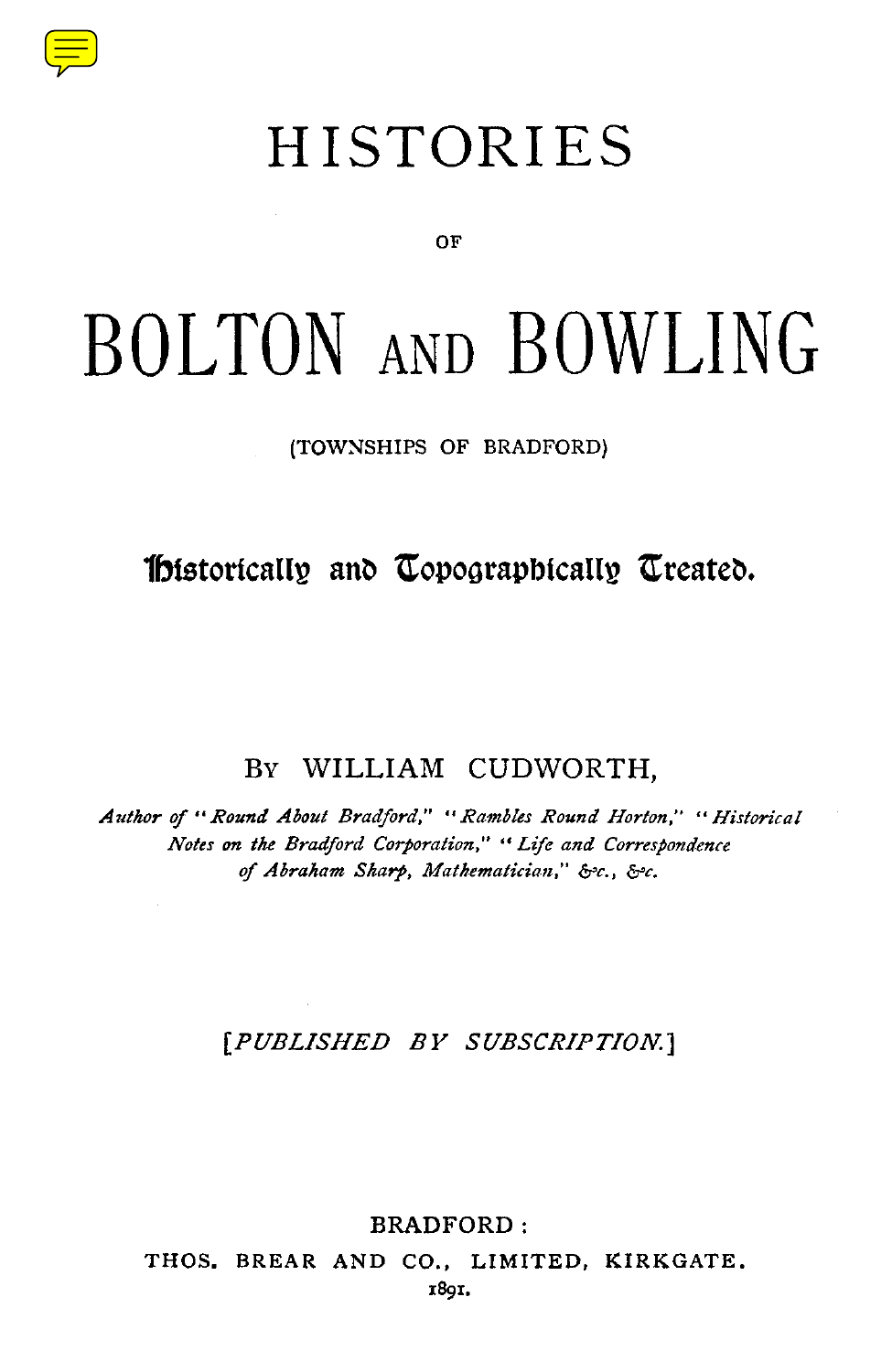# HISTORIES

OF

# BOLTON AND BOWLING

(TOWNSHIPS OF BRADFORD)

## Historically and Topographically Treated.

BY WILLIAM CUDWORTH,

*Author of "Round About Bradford," "Rambles Round Horton," "Historical Notes on the Bradford Corporation," "Life and Correspondence of Abraham Sharp, Mathematician," &c., &c.*

[*PUBLISHED BY SUBSCRIPTION.*]

BRADFORD:
THOS. BREAR AND CO., LIMITED, KIRKGATE.
1891.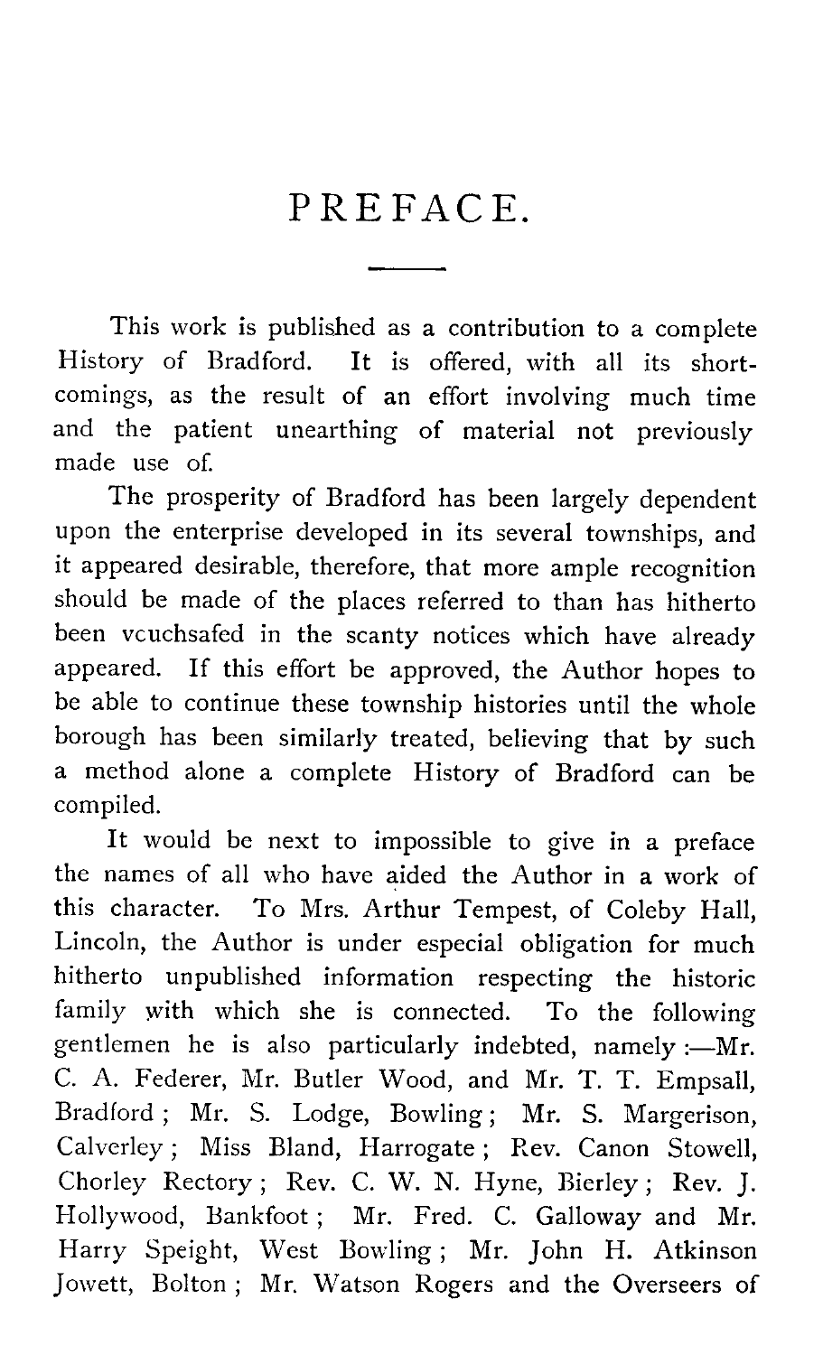# PREFACE.

This work is published as a contribution to a complete History of Bradford. It is offered, with all its short-comings, as the result of an effort involving much time and the patient unearthing of material not previously made use of.

The prosperity of Bradford has been largely dependent upon the enterprise developed in its several townships, and it appeared desirable, therefore, that more ample recognition should be made of the places referred to than has hitherto been vcuchsafed in the scanty notices which have already appeared. If this effort be approved, the Author hopes to be able to continue these township histories until the whole borough has been similarly treated, believing that by such a method alone a complete History of Bradford can be compiled.

It would be next to impossible to give in a preface the names of all who have aided the Author in a work of this character. To Mrs. Arthur Tempest, of Coleby Hall, Lincoln, the Author is under especial obligation for much hitherto unpublished information respecting the historic family with which she is connected. To the following gentlemen he is also particularly indebted, namely :—Mr. C. A. Federer, Mr. Butler Wood, and Mr. T. T. Empsall, Bradford ; Mr. S. Lodge, Bowling ; Mr. S. Margerison, Calverley ; Miss Bland, Harrogate ; Rev. Canon Stowell, Chorley Rectory ; Rev. C. W. N. Hyne, Bierley ; Rev. J. Hollywood, Bankfoot ; Mr. Fred. C. Galloway and Mr. Harry Speight, West Bowling ; Mr. John H. Atkinson Jowett, Bolton ; Mr. Watson Rogers and the Overseers of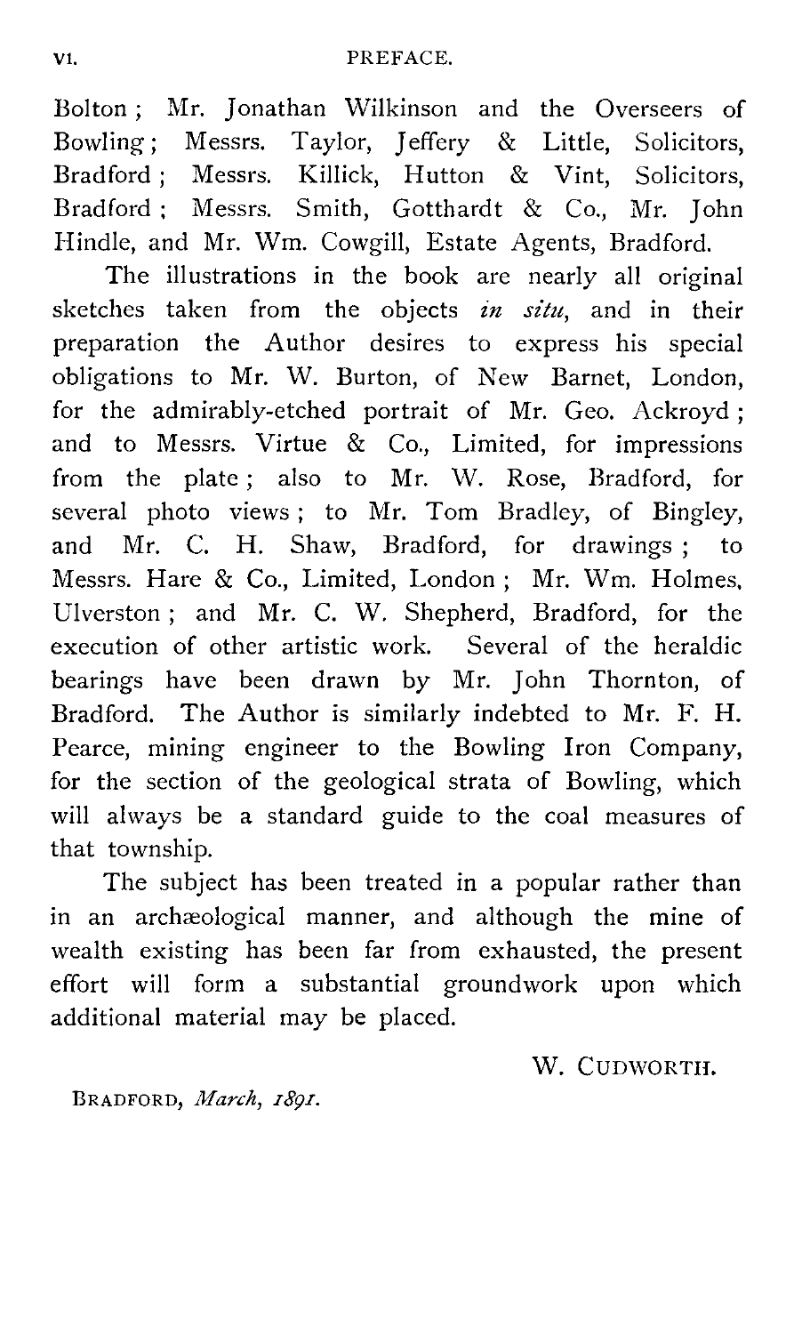Bolton; Mr. Jonathan Wilkinson and the Overseers of Bowling; Messrs. Taylor, Jeffery & Little, Solicitors, Bradford; Messrs. Killick, Hutton & Vint, Solicitors, Bradford; Messrs. Smith, Gotthardt & Co., Mr. John Hindle, and Mr. Wm. Cowgill, Estate Agents, Bradford.

The illustrations in the book are nearly all original sketches taken from the objects *in situ*, and in their preparation the Author desires to express his special obligations to Mr. W. Burton, of New Barnet, London, for the admirably-etched portrait of Mr. Geo. Ackroyd; and to Messrs. Virtue & Co., Limited, for impressions from the plate; also to Mr. W. Rose, Bradford, for several photo views; to Mr. Tom Bradley, of Bingley, and Mr. C. H. Shaw, Bradford, for drawings; to Messrs. Hare & Co., Limited, London; Mr. Wm. Holmes, Ulverston; and Mr. C. W. Shepherd, Bradford, for the execution of other artistic work. Several of the heraldic bearings have been drawn by Mr. John Thornton, of Bradford. The Author is similarly indebted to Mr. F. H. Pearce, mining engineer to the Bowling Iron Company, for the section of the geological strata of Bowling, which will always be a standard guide to the coal measures of that township.

The subject has been treated in a popular rather than in an archæological manner, and although the mine of wealth existing has been far from exhausted, the present effort will form a substantial groundwork upon which additional material may be placed.

W. CUDWORTH.

BRADFORD, *March, 1891.*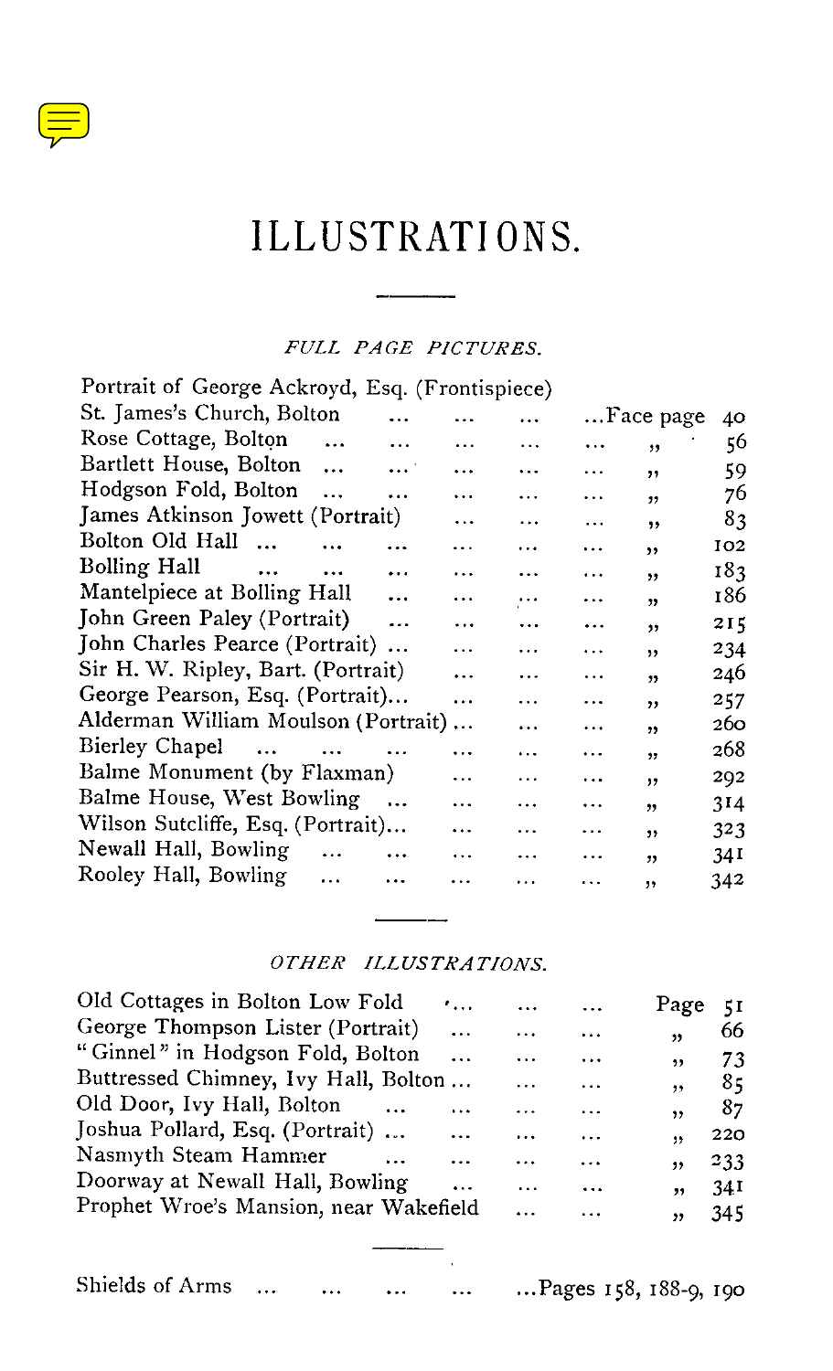# ILLUSTRATIONS.

*FULL PAGE PICTURES.*

| | |
|---|---|
| Portrait of George Ackroyd, Esq. (Frontispiece) | |
| St. James's Church, Bolton | Face page 40 |
| Rose Cottage, Bolton | " 56 |
| Bartlett House, Bolton | " 59 |
| Hodgson Fold, Bolton | " 76 |
| James Atkinson Jowett (Portrait) | " 83 |
| Bolton Old Hall | " 102 |
| Bolling Hall | " 183 |
| Mantelpiece at Bolling Hall | " 186 |
| John Green Paley (Portrait) | " 215 |
| John Charles Pearce (Portrait) | " 234 |
| Sir H. W. Ripley, Bart. (Portrait) | " 246 |
| George Pearson, Esq. (Portrait) | " 257 |
| Alderman William Moulson (Portrait) | " 260 |
| Bierley Chapel | " 268 |
| Balme Monument (by Flaxman) | " 292 |
| Balme House, West Bowling | " 314 |
| Wilson Sutcliffe, Esq. (Portrait) | " 323 |
| Newall Hall, Bowling | " 341 |
| Rooley Hall, Bowling | " 342 |

*OTHER ILLUSTRATIONS.*

| | |
|---|---|
| Old Cottages in Bolton Low Fold | Page 51 |
| George Thompson Lister (Portrait) | " 66 |
| "Ginnel" in Hodgson Fold, Bolton | " 73 |
| Buttressed Chimney, Ivy Hall, Bolton | " 85 |
| Old Door, Ivy Hall, Bolton | " 87 |
| Joshua Pollard, Esq. (Portrait) | " 220 |
| Nasmyth Steam Hammer | " 233 |
| Doorway at Newall Hall, Bowling | " 341 |
| Prophet Wroe's Mansion, near Wakefield | " 345 |

Shields of Arms ... ... ... ... ...Pages 158, 188-9, 190